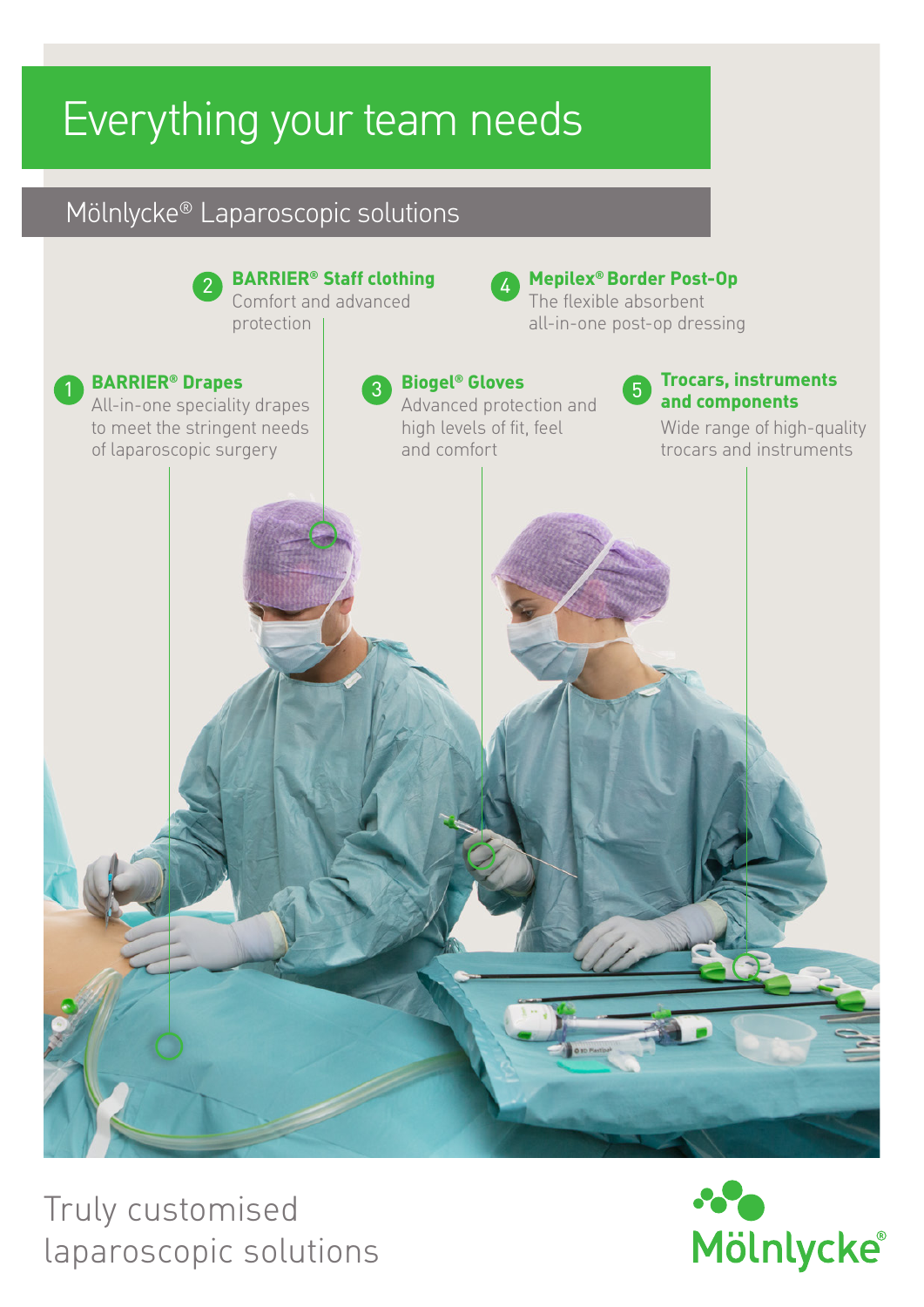# Everything your team needs

## Mölnlycke® Laparoscopic solutions

1. **BARRIER® Drapes**
   All-in-one speciality drapes to meet the stringent needs of laparoscopic surgery

2. **BARRIER® Staff clothing**
   Comfort and advanced protection

3. **Biogel® Gloves**
   Advanced protection and high levels of fit, feel and comfort

4. **Mepilex® Border Post-Op**
   The flexible absorbent all-in-one post-op dressing

5. **Trocars, instruments and components**
   Wide range of high-quality trocars and instruments

Truly customised laparoscopic solutions

Mölnlycke®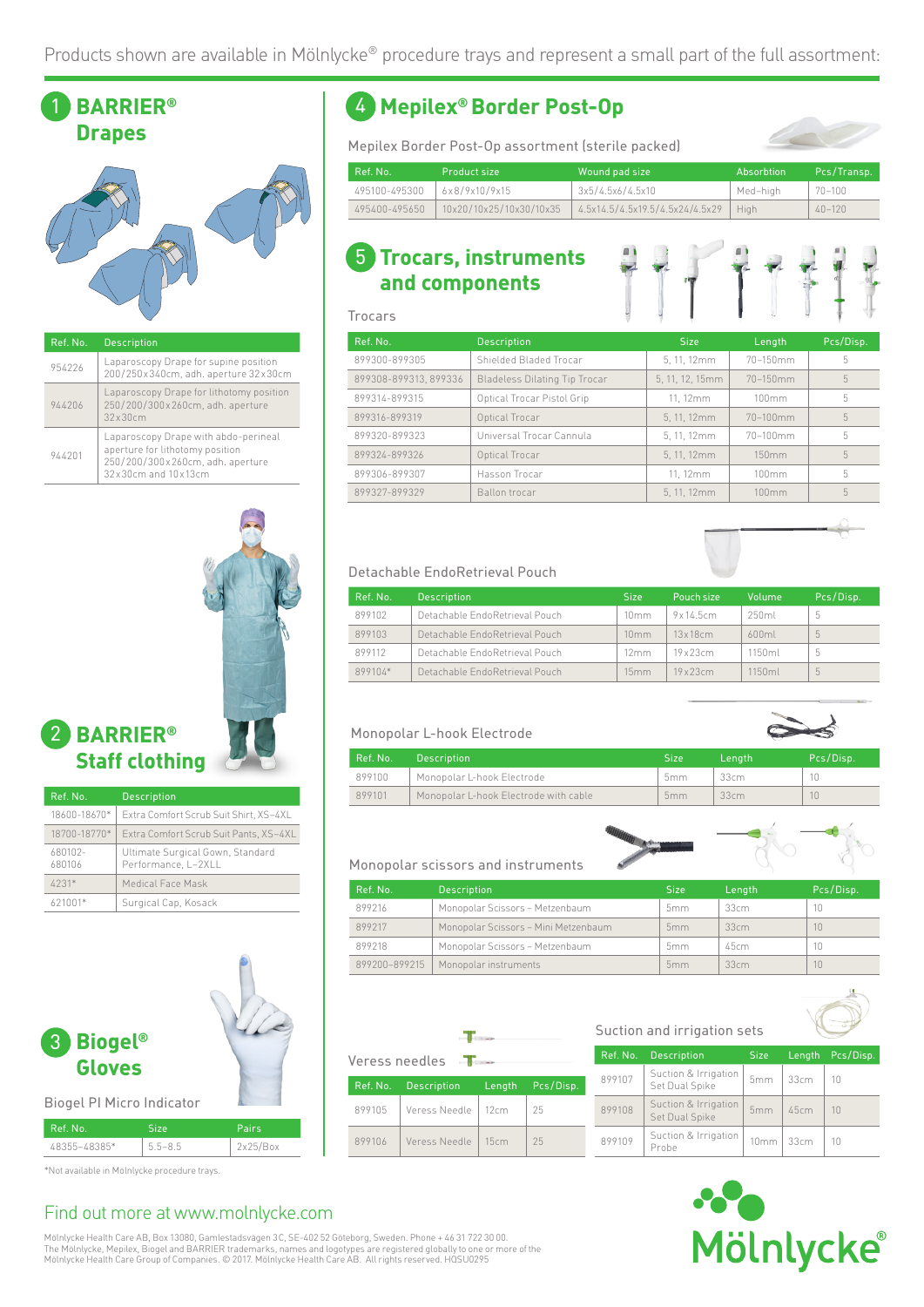Products shown are available in Mölnlycke® procedure trays and represent a small part of the full assortment:

## 1 BARRIER® Drapes

| Ref. No. | Description |
|---|---|
| 954226 | Laparoscopy Drape for supine position 200/250x340cm, adh. aperture 32x30cm |
| 944206 | Laparoscopy Drape for lithotomy position 250/200/300x260cm, adh. aperture 32x30cm |
| 944201 | Laparoscopy Drape with abdo-perineal aperture for lithotomy position 250/200/300x260cm, adh. aperture 32x30cm and 10x13cm |

## 2 BARRIER® Staff clothing

| Ref. No. | Description |
|---|---|
| 18600-18670* | Extra Comfort Scrub Suit Shirt, XS–4XL |
| 18700-18770* | Extra Comfort Scrub Suit Pants, XS–4XL |
| 680102-680106 | Ultimate Surgical Gown, Standard Performance, L–2XLL |
| 4231* | Medical Face Mask |
| 621001* | Surgical Cap, Kosack |

## 3 Biogel® Gloves

Biogel PI Micro Indicator

| Ref. No. | Size | Pairs |
|---|---|---|
| 48355-48385* | 5.5–8.5 | 2x25/Box |

*Not available in Mölnlycke procedure trays.

## 4 Mepilex® Border Post-Op

Mepilex Border Post-Op assortment (sterile packed)

| Ref. No. | Product size | Wound pad size | Absorbtion | Pcs/Transp. |
|---|---|---|---|---|
| 495100-495300 | 6x8/9x10/9x15 | 3x5/4.5x6/4.5x10 | Med–high | 70–100 |
| 495400-495650 | 10x20/10x25/10x30/10x35 | 4.5x14.5/4.5x19.5/4.5x24/4.5x29 | High | 40–120 |

## 5 Trocars, instruments and components

Trocars

| Ref. No. | Description | Size | Length | Pcs/Disp. |
|---|---|---|---|---|
| 899300-899305 | Shielded Bladed Trocar | 5, 11, 12mm | 70–150mm | 5 |
| 899308-899313, 899336 | Bladeless Dilating Tip Trocar | 5, 11, 12, 15mm | 70–150mm | 5 |
| 899314-899315 | Optical Trocar Pistol Grip | 11, 12mm | 100mm | 5 |
| 899316-899319 | Optical Trocar | 5, 11, 12mm | 70–100mm | 5 |
| 899320-899323 | Universal Trocar Cannula | 5, 11, 12mm | 70–100mm | 5 |
| 899324-899326 | Optical Trocar | 5, 11, 12mm | 150mm | 5 |
| 899306-899307 | Hasson Trocar | 11, 12mm | 100mm | 5 |
| 899327-899329 | Ballon trocar | 5, 11, 12mm | 100mm | 5 |

Detachable EndoRetrieval Pouch

| Ref. No. | Description | Size | Pouch size | Volume | Pcs/Disp. |
|---|---|---|---|---|---|
| 899102 | Detachable EndoRetrieval Pouch | 10mm | 9x14.5cm | 250ml | 5 |
| 899103 | Detachable EndoRetrieval Pouch | 10mm | 13x18cm | 600ml | 5 |
| 899112 | Detachable EndoRetrieval Pouch | 12mm | 19x23cm | 1150ml | 5 |
| 899104* | Detachable EndoRetrieval Pouch | 15mm | 19x23cm | 1150ml | 5 |

Monopolar L-hook Electrode

| Ref. No. | Description | Size | Length | Pcs/Disp. |
|---|---|---|---|---|
| 899100 | Monopolar L-hook Electrode | 5mm | 33cm | 10 |
| 899101 | Monopolar L-hook Electrode with cable | 5mm | 33cm | 10 |

Monopolar scissors and instruments

| Ref. No. | Description | Size | Length | Pcs/Disp. |
|---|---|---|---|---|
| 899216 | Monopolar Scissors – Metzenbaum | 5mm | 33cm | 10 |
| 899217 | Monopolar Scissors – Mini Metzenbaum | 5mm | 33cm | 10 |
| 899218 | Monopolar Scissors – Metzenbaum | 5mm | 45cm | 10 |
| 899200-899215 | Monopolar instruments | 5mm | 33cm | 10 |

Veress needles

| Ref. No. | Description | Length | Pcs/Disp. |
|---|---|---|---|
| 899105 | Veress Needle | 12cm | 25 |
| 899106 | Veress Needle | 15cm | 25 |

Suction and irrigation sets

| Ref. No. | Description | Size | Length | Pcs/Disp. |
|---|---|---|---|---|
| 899107 | Suction & Irrigation Set Dual Spike | 5mm | 33cm | 10 |
| 899108 | Suction & Irrigation Set Dual Spike | 5mm | 45cm | 10 |
| 899109 | Suction & Irrigation Probe | 10mm | 33cm | 10 |

Find out more at www.molnlycke.com

Mölnlycke Health Care AB, Box 13080, Gamlestadsvägen 3C, SE-402 52 Göteborg, Sweden. Phone + 46 31 722 30 00.
The Mölnlycke, Mepilex, Biogel and BARRIER trademarks, names and logotypes are registered globally to one or more of the Mölnlycke Health Care Group of Companies. © 2017. Mölnlycke Health Care AB. All rights reserved. HQSU0295

Mölnlycke®